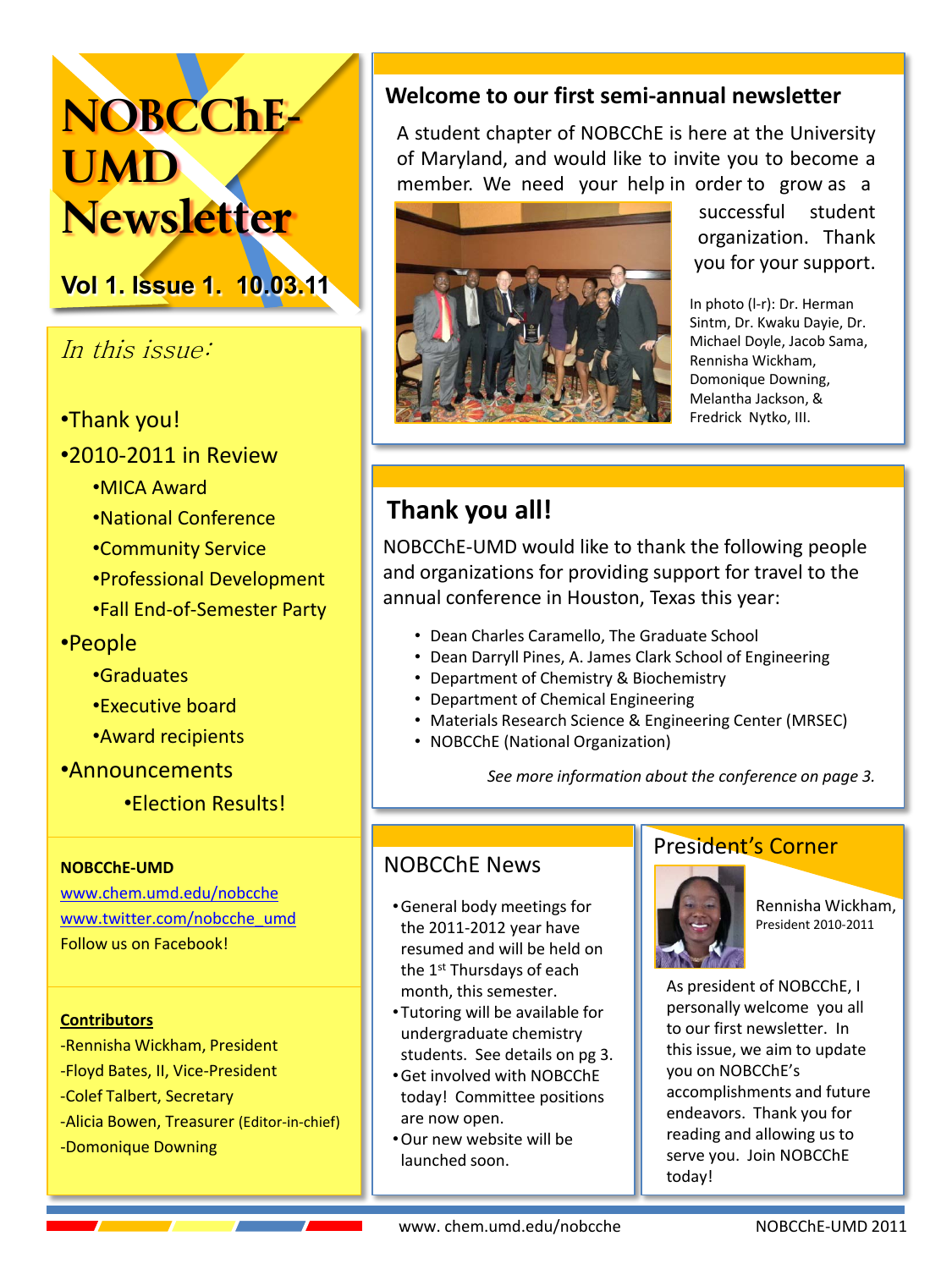# NOBCChE-UMD Newsletter

**Vol 1. Issue 1. 10.03.11**

*In this issue:*

- Thank you!
- 2010-2011 in Review
  - MICA Award
  - National Conference
  - Community Service
  - Professional Development
  - Fall End-of-Semester Party
- People
  - Graduates
  - Executive board
  - Award recipients
- Announcements
  - Election Results!

**NOBCChE-UMD**

www.chem.umd.edu/nobcche

www.twitter.com/nobcche_umd

Follow us on Facebook!

**Contributors**

-Rennisha Wickham, President

-Floyd Bates, II, Vice-President

-Colef Talbert, Secretary

-Alicia Bowen, Treasurer (Editor-in-chief)

-Domonique Downing

## Welcome to our first semi-annual newsletter

A student chapter of NOBCChE is here at the University of Maryland, and would like to invite you to become a member. We need your help in order to grow as a successful student organization. Thank you for your support.

In photo (l-r): Dr. Herman Sintm, Dr. Kwaku Dayie, Dr. Michael Doyle, Jacob Sama, Rennisha Wickham, Domonique Downing, Melantha Jackson, & Fredrick Nytko, III.

## Thank you all!

NOBCChE-UMD would like to thank the following people and organizations for providing support for travel to the annual conference in Houston, Texas this year:

- Dean Charles Caramello, The Graduate School
- Dean Darryll Pines, A. James Clark School of Engineering
- Department of Chemistry & Biochemistry
- Department of Chemical Engineering
- Materials Research Science & Engineering Center (MRSEC)
- NOBCChE (National Organization)

*See more information about the conference on page 3.*

## NOBCChE News

- General body meetings for the 2011-2012 year have resumed and will be held on the 1st Thursdays of each month, this semester.
- Tutoring will be available for undergraduate chemistry students. See details on pg 3.
- Get involved with NOBCChE today! Committee positions are now open.
- Our new website will be launched soon.

## President's Corner

Rennisha Wickham, President 2010-2011

As president of NOBCChE, I personally welcome you all to our first newsletter. In this issue, we aim to update you on NOBCChE's accomplishments and future endeavors. Thank you for reading and allowing us to serve you. Join NOBCChE today!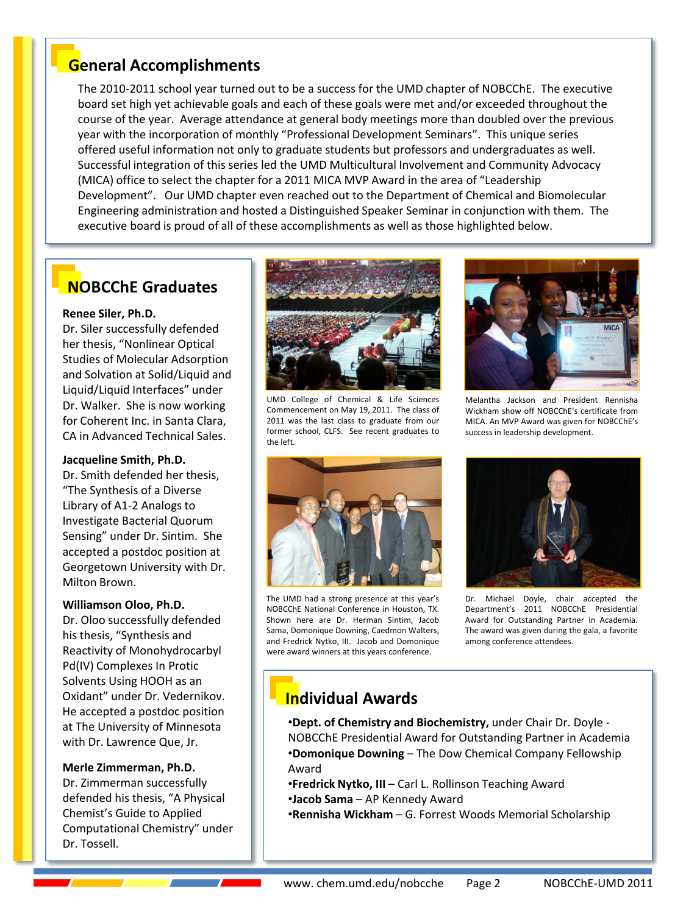## General Accomplishments

The 2010-2011 school year turned out to be a success for the UMD chapter of NOBCChE. The executive board set high yet achievable goals and each of these goals were met and/or exceeded throughout the course of the year. Average attendance at general body meetings more than doubled over the previous year with the incorporation of monthly "Professional Development Seminars". This unique series offered useful information not only to graduate students but professors and undergraduates as well. Successful integration of this series led the UMD Multicultural Involvement and Community Advocacy (MICA) office to select the chapter for a 2011 MICA MVP Award in the area of "Leadership Development". Our UMD chapter even reached out to the Department of Chemical and Biomolecular Engineering administration and hosted a Distinguished Speaker Seminar in conjunction with them. The executive board is proud of all of these accomplishments as well as those highlighted below.

## NOBCChE Graduates

**Renee Siler, Ph.D.**
Dr. Siler successfully defended her thesis, "Nonlinear Optical Studies of Molecular Adsorption and Solvation at Solid/Liquid and Liquid/Liquid Interfaces" under Dr. Walker. She is now working for Coherent Inc. in Santa Clara, CA in Advanced Technical Sales.

**Jacqueline Smith, Ph.D.**
Dr. Smith defended her thesis, "The Synthesis of a Diverse Library of A1-2 Analogs to Investigate Bacterial Quorum Sensing" under Dr. Sintim. She accepted a postdoc position at Georgetown University with Dr. Milton Brown.

**Williamson Oloo, Ph.D.**
Dr. Oloo successfully defended his thesis, "Synthesis and Reactivity of Monohydrocarbyl Pd(IV) Complexes In Protic Solvents Using HOOH as an Oxidant" under Dr. Vedernikov. He accepted a postdoc position at The University of Minnesota with Dr. Lawrence Que, Jr.

**Merle Zimmerman, Ph.D.**
Dr. Zimmerman successfully defended his thesis, "A Physical Chemist's Guide to Applied Computational Chemistry" under Dr. Tossell.

UMD College of Chemical & Life Sciences Commencement on May 19, 2011. The class of 2011 was the last class to graduate from our former school, CLFS. See recent graduates to the left.

Melantha Jackson and President Rennisha Wickham show off NOBCChE's certificate from MICA. An MVP Award was given for NOBCChE's success in leadership development.

The UMD had a strong presence at this year's NOBCChE National Conference in Houston, TX. Shown here are Dr. Herman Sintim, Jacob Sama, Domonique Downing, Caedmon Walters, and Fredrick Nytko, III. Jacob and Domonique were award winners at this years conference.

Dr. Michael Doyle, chair accepted the Department's 2011 NOBCChE Presidential Award for Outstanding Partner in Academia. The award was given during the gala, a favorite among conference attendees.

## Individual Awards

- **Dept. of Chemistry and Biochemistry,** under Chair Dr. Doyle - NOBCChE Presidential Award for Outstanding Partner in Academia
- **Domonique Downing** – The Dow Chemical Company Fellowship Award
- **Fredrick Nytko, III** – Carl L. Rollinson Teaching Award
- **Jacob Sama** – AP Kennedy Award
- **Rennisha Wickham** – G. Forrest Woods Memorial Scholarship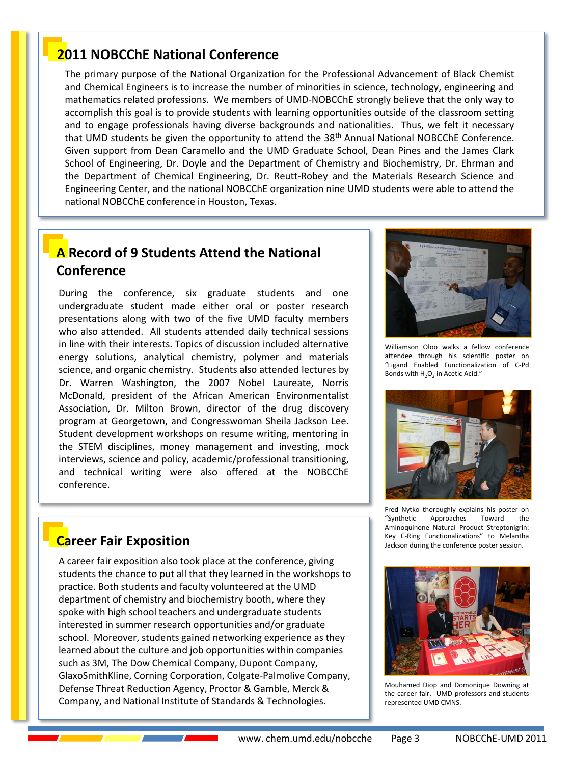## 2011 NOBCChE National Conference

The primary purpose of the National Organization for the Professional Advancement of Black Chemist and Chemical Engineers is to increase the number of minorities in science, technology, engineering and mathematics related professions. We members of UMD-NOBCChE strongly believe that the only way to accomplish this goal is to provide students with learning opportunities outside of the classroom setting and to engage professionals having diverse backgrounds and nationalities. Thus, we felt it necessary that UMD students be given the opportunity to attend the 38th Annual National NOBCChE Conference. Given support from Dean Caramello and the UMD Graduate School, Dean Pines and the James Clark School of Engineering, Dr. Doyle and the Department of Chemistry and Biochemistry, Dr. Ehrman and the Department of Chemical Engineering, Dr. Reutt-Robey and the Materials Research Science and Engineering Center, and the national NOBCChE organization nine UMD students were able to attend the national NOBCChE conference in Houston, Texas.

## A Record of 9 Students Attend the National Conference

During the conference, six graduate students and one undergraduate student made either oral or poster research presentations along with two of the five UMD faculty members who also attended. All students attended daily technical sessions in line with their interests. Topics of discussion included alternative energy solutions, analytical chemistry, polymer and materials science, and organic chemistry. Students also attended lectures by Dr. Warren Washington, the 2007 Nobel Laureate, Norris McDonald, president of the African American Environmentalist Association, Dr. Milton Brown, director of the drug discovery program at Georgetown, and Congresswoman Sheila Jackson Lee. Student development workshops on resume writing, mentoring in the STEM disciplines, money management and investing, mock interviews, science and policy, academic/professional transitioning, and technical writing were also offered at the NOBCChE conference.

Williamson Oloo walks a fellow conference attendee through his scientific poster on "Ligand Enabled Functionalization of C-Pd Bonds with $H_2O_2$ in Acetic Acid."

Fred Nytko thoroughly explains his poster on "Synthetic Approaches Toward the Aminoquinone Natural Product Streptonigrin: Key C-Ring Functionalizations" to Melantha Jackson during the conference poster session.

## Career Fair Exposition

A career fair exposition also took place at the conference, giving students the chance to put all that they learned in the workshops to practice. Both students and faculty volunteered at the UMD department of chemistry and biochemistry booth, where they spoke with high school teachers and undergraduate students interested in summer research opportunities and/or graduate school. Moreover, students gained networking experience as they learned about the culture and job opportunities within companies such as 3M, The Dow Chemical Company, Dupont Company, GlaxoSmithKline, Corning Corporation, Colgate-Palmolive Company, Defense Threat Reduction Agency, Proctor & Gamble, Merck & Company, and National Institute of Standards & Technologies.

Mouhamed Diop and Domonique Downing at the career fair. UMD professors and students represented UMD CMNS.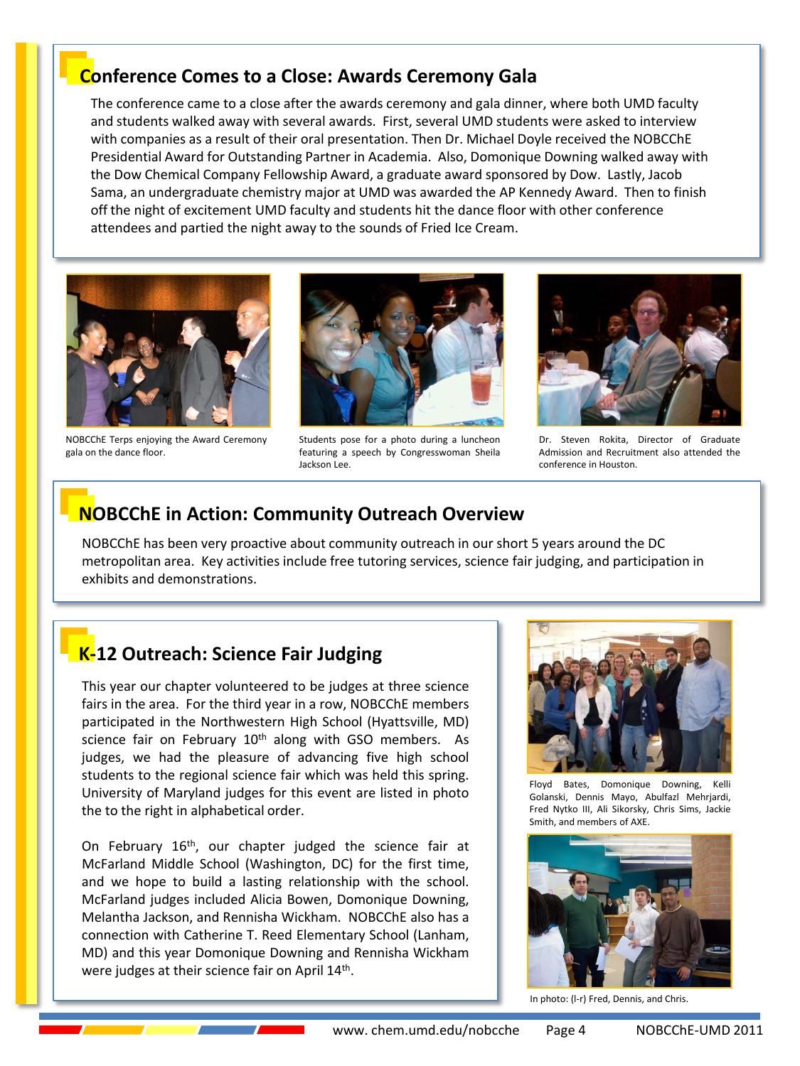## Conference Comes to a Close: Awards Ceremony Gala

The conference came to a close after the awards ceremony and gala dinner, where both UMD faculty and students walked away with several awards. First, several UMD students were asked to interview with companies as a result of their oral presentation. Then Dr. Michael Doyle received the NOBCChE Presidential Award for Outstanding Partner in Academia. Also, Domonique Downing walked away with the Dow Chemical Company Fellowship Award, a graduate award sponsored by Dow. Lastly, Jacob Sama, an undergraduate chemistry major at UMD was awarded the AP Kennedy Award. Then to finish off the night of excitement UMD faculty and students hit the dance floor with other conference attendees and partied the night away to the sounds of Fried Ice Cream.

NOBCChE Terps enjoying the Award Ceremony gala on the dance floor.

Students pose for a photo during a luncheon featuring a speech by Congresswoman Sheila Jackson Lee.

Dr. Steven Rokita, Director of Graduate Admission and Recruitment also attended the conference in Houston.

## NOBCChE in Action: Community Outreach Overview

NOBCChE has been very proactive about community outreach in our short 5 years around the DC metropolitan area. Key activities include free tutoring services, science fair judging, and participation in exhibits and demonstrations.

## K-12 Outreach: Science Fair Judging

This year our chapter volunteered to be judges at three science fairs in the area. For the third year in a row, NOBCChE members participated in the Northwestern High School (Hyattsville, MD) science fair on February 10th along with GSO members. As judges, we had the pleasure of advancing five high school students to the regional science fair which was held this spring. University of Maryland judges for this event are listed in photo the to the right in alphabetical order.

On February 16th, our chapter judged the science fair at McFarland Middle School (Washington, DC) for the first time, and we hope to build a lasting relationship with the school. McFarland judges included Alicia Bowen, Domonique Downing, Melantha Jackson, and Rennisha Wickham. NOBCChE also has a connection with Catherine T. Reed Elementary School (Lanham, MD) and this year Domonique Downing and Rennisha Wickham were judges at their science fair on April 14th.

Floyd Bates, Domonique Downing, Kelli Golanski, Dennis Mayo, Abulfazl Mehrjardi, Fred Nytko III, Ali Sikorsky, Chris Sims, Jackie Smith, and members of AXE.

In photo: (l-r) Fred, Dennis, and Chris.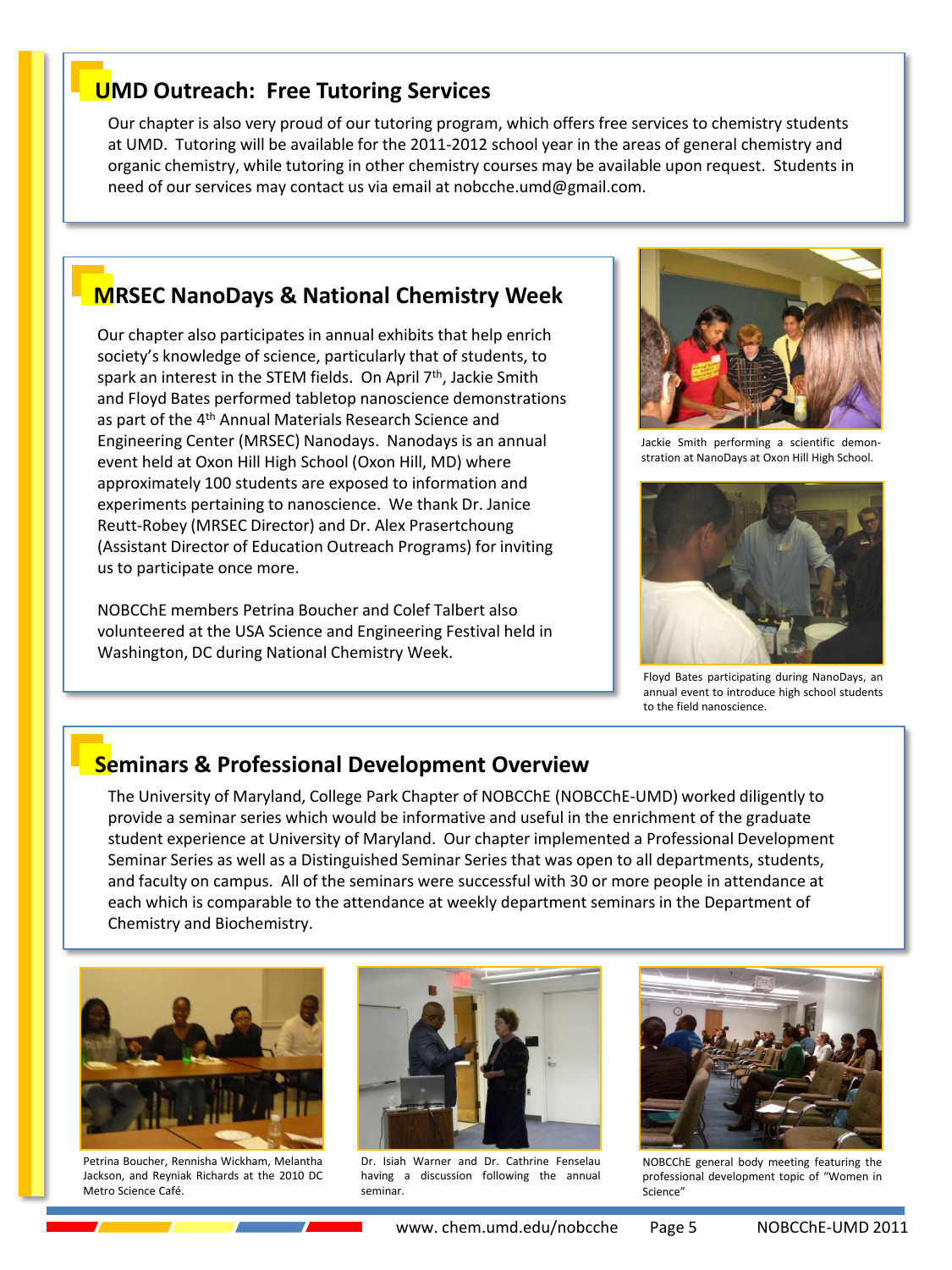## UMD Outreach: Free Tutoring Services

Our chapter is also very proud of our tutoring program, which offers free services to chemistry students at UMD. Tutoring will be available for the 2011-2012 school year in the areas of general chemistry and organic chemistry, while tutoring in other chemistry courses may be available upon request. Students in need of our services may contact us via email at nobccche.umd@gmail.com.

## MRSEC NanoDays & National Chemistry Week

Our chapter also participates in annual exhibits that help enrich society's knowledge of science, particularly that of students, to spark an interest in the STEM fields. On April 7th, Jackie Smith and Floyd Bates performed tabletop nanoscience demonstrations as part of the 4th Annual Materials Research Science and Engineering Center (MRSEC) Nanodays. Nanodays is an annual event held at Oxon Hill High School (Oxon Hill, MD) where approximately 100 students are exposed to information and experiments pertaining to nanoscience. We thank Dr. Janice Reutt-Robey (MRSEC Director) and Dr. Alex Prasertchoung (Assistant Director of Education Outreach Programs) for inviting us to participate once more.

NOBCChE members Petrina Boucher and Colef Talbert also volunteered at the USA Science and Engineering Festival held in Washington, DC during National Chemistry Week.

Jackie Smith performing a scientific demonstration at NanoDays at Oxon Hill High School.

Floyd Bates participating during NanoDays, an annual event to introduce high school students to the field nanoscience.

## Seminars & Professional Development Overview

The University of Maryland, College Park Chapter of NOBCChE (NOBCChE-UMD) worked diligently to provide a seminar series which would be informative and useful in the enrichment of the graduate student experience at University of Maryland. Our chapter implemented a Professional Development Seminar Series as well as a Distinguished Seminar Series that was open to all departments, students, and faculty on campus. All of the seminars were successful with 30 or more people in attendance at each which is comparable to the attendance at weekly department seminars in the Department of Chemistry and Biochemistry.

Petrina Boucher, Rennisha Wickham, Melantha Jackson, and Reyniak Richards at the 2010 DC Metro Science Café.

Dr. Isiah Warner and Dr. Cathrine Fenselau having a discussion following the annual seminar.

NOBCChE general body meeting featuring the professional development topic of "Women in Science"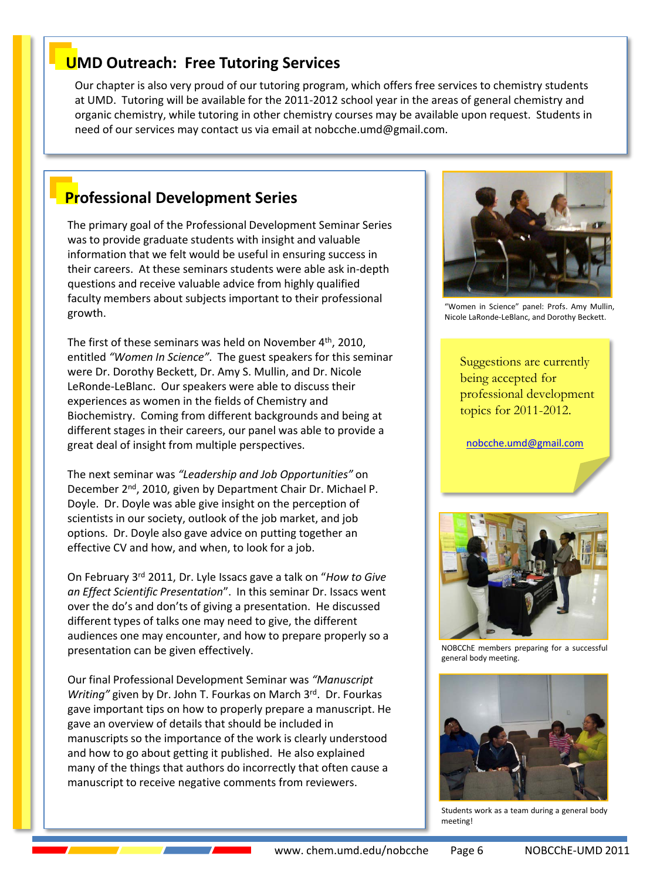## UMD Outreach: Free Tutoring Services

Our chapter is also very proud of our tutoring program, which offers free services to chemistry students at UMD. Tutoring will be available for the 2011-2012 school year in the areas of general chemistry and organic chemistry, while tutoring in other chemistry courses may be available upon request. Students in need of our services may contact us via email at nobccche.umd@gmail.com.

## Professional Development Series

The primary goal of the Professional Development Seminar Series was to provide graduate students with insight and valuable information that we felt would be useful in ensuring success in their careers. At these seminars students were able ask in-depth questions and receive valuable advice from highly qualified faculty members about subjects important to their professional growth.

The first of these seminars was held on November 4th, 2010, entitled *"Women In Science"*. The guest speakers for this seminar were Dr. Dorothy Beckett, Dr. Amy S. Mullin, and Dr. Nicole LeRonde-LeBlanc. Our speakers were able to discuss their experiences as women in the fields of Chemistry and Biochemistry. Coming from different backgrounds and being at different stages in their careers, our panel was able to provide a great deal of insight from multiple perspectives.

The next seminar was *"Leadership and Job Opportunities"* on December 2nd, 2010, given by Department Chair Dr. Michael P. Doyle. Dr. Doyle was able give insight on the perception of scientists in our society, outlook of the job market, and job options. Dr. Doyle also gave advice on putting together an effective CV and how, and when, to look for a job.

On February 3rd 2011, Dr. Lyle Issacs gave a talk on "*How to Give an Effect Scientific Presentation*". In this seminar Dr. Issacs went over the do's and don'ts of giving a presentation. He discussed different types of talks one may need to give, the different audiences one may encounter, and how to prepare properly so a presentation can be given effectively.

Our final Professional Development Seminar was *"Manuscript Writing"* given by Dr. John T. Fourkas on March 3rd. Dr. Fourkas gave important tips on how to properly prepare a manuscript. He gave an overview of details that should be included in manuscripts so the importance of the work is clearly understood and how to go about getting it published. He also explained many of the things that authors do incorrectly that often cause a manuscript to receive negative comments from reviewers.

"Women in Science" panel: Profs. Amy Mullin, Nicole LaRonde-LeBlanc, and Dorothy Beckett.

Suggestions are currently being accepted for professional development topics for 2011-2012.

nobcche.umd@gmail.com

NOBCChE members preparing for a successful general body meeting.

Students work as a team during a general body meeting!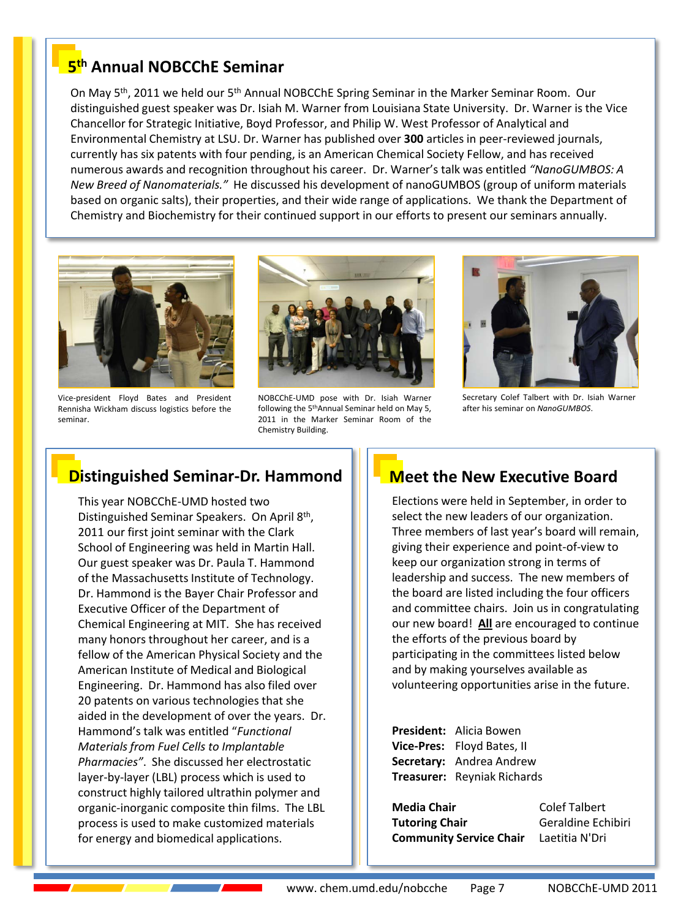## 5th Annual NOBCChE Seminar

On May 5th, 2011 we held our 5th Annual NOBCChE Spring Seminar in the Marker Seminar Room. Our distinguished guest speaker was Dr. Isiah M. Warner from Louisiana State University. Dr. Warner is the Vice Chancellor for Strategic Initiative, Boyd Professor, and Philip W. West Professor of Analytical and Environmental Chemistry at LSU. Dr. Warner has published over **300** articles in peer-reviewed journals, currently has six patents with four pending, is an American Chemical Society Fellow, and has received numerous awards and recognition throughout his career. Dr. Warner's talk was entitled *"NanoGUMBOS: A New Breed of Nanomaterials."* He discussed his development of nanoGUMBOS (group of uniform materials based on organic salts), their properties, and their wide range of applications. We thank the Department of Chemistry and Biochemistry for their continued support in our efforts to present our seminars annually.

Vice-president Floyd Bates and President Rennisha Wickham discuss logistics before the seminar.

NOBCChE-UMD pose with Dr. Isiah Warner following the 5th Annual Seminar held on May 5, 2011 in the Marker Seminar Room of the Chemistry Building.

Secretary Colef Talbert with Dr. Isiah Warner after his seminar on *NanoGUMBOS*.

## Distinguished Seminar-Dr. Hammond

This year NOBCChE-UMD hosted two Distinguished Seminar Speakers. On April 8th, 2011 our first joint seminar with the Clark School of Engineering was held in Martin Hall. Our guest speaker was Dr. Paula T. Hammond of the Massachusetts Institute of Technology. Dr. Hammond is the Bayer Chair Professor and Executive Officer of the Department of Chemical Engineering at MIT. She has received many honors throughout her career, and is a fellow of the American Physical Society and the American Institute of Medical and Biological Engineering. Dr. Hammond has also filed over 20 patents on various technologies that she aided in the development of over the years. Dr. Hammond's talk was entitled "*Functional Materials from Fuel Cells to Implantable Pharmacies"*. She discussed her electrostatic layer-by-layer (LBL) process which is used to construct highly tailored ultrathin polymer and organic-inorganic composite thin films. The LBL process is used to make customized materials for energy and biomedical applications.

## Meet the New Executive Board

Elections were held in September, in order to select the new leaders of our organization. Three members of last year's board will remain, giving their experience and point-of-view to keep our organization strong in terms of leadership and success. The new members of the board are listed including the four officers and committee chairs. Join us in congratulating our new board! **All** are encouraged to continue the efforts of the previous board by participating in the committees listed below and by making yourselves available as volunteering opportunities arise in the future.

**President:** Alicia Bowen
**Vice-Pres:** Floyd Bates, II
**Secretary:** Andrea Andrew
**Treasurer:** Reyniak Richards

**Media Chair** Colef Talbert
**Tutoring Chair** Geraldine Echibiri
**Community Service Chair** Laetitia N'Dri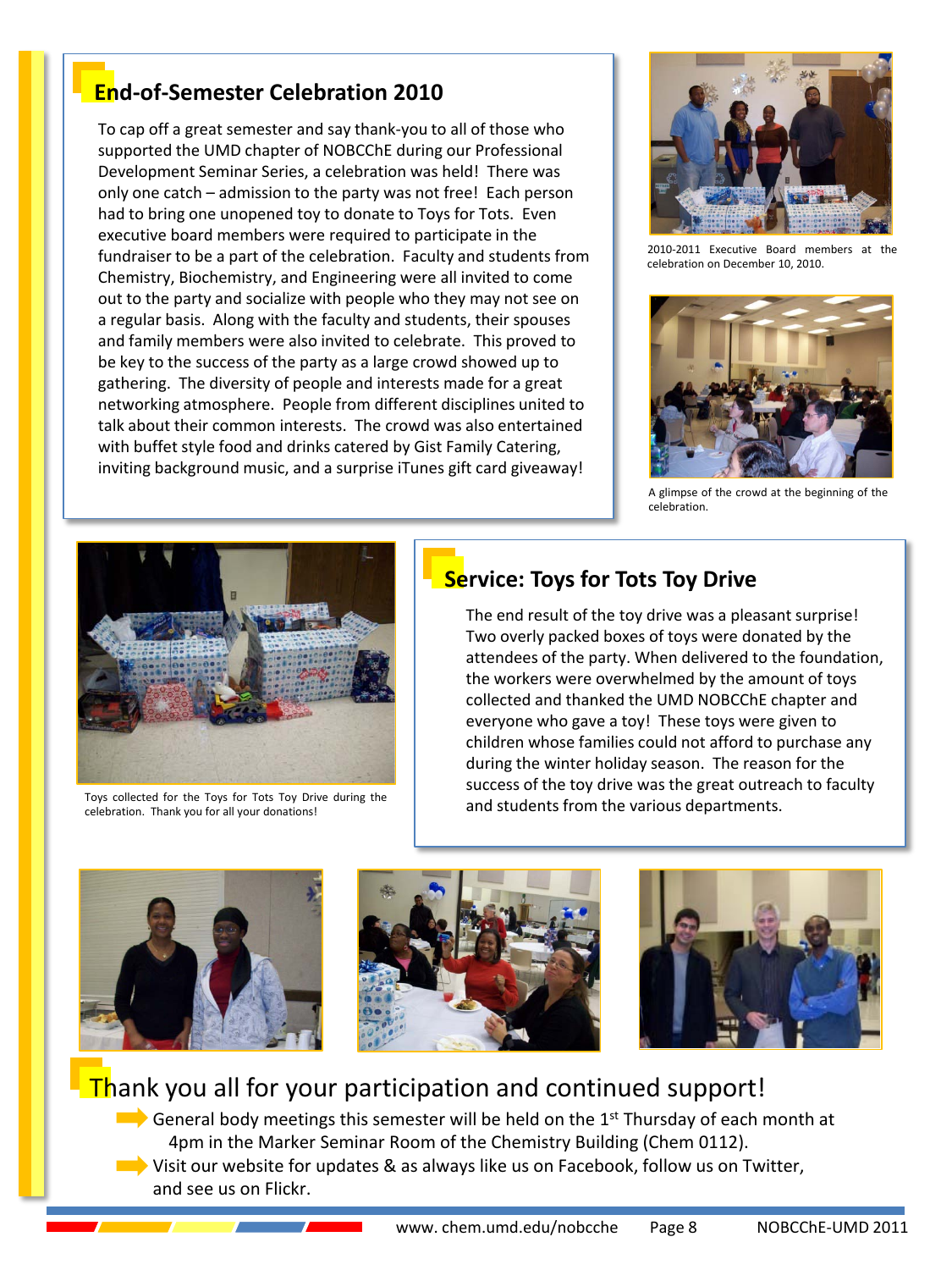## End-of-Semester Celebration 2010

To cap off a great semester and say thank-you to all of those who supported the UMD chapter of NOBCChE during our Professional Development Seminar Series, a celebration was held! There was only one catch – admission to the party was not free! Each person had to bring one unopened toy to donate to Toys for Tots. Even executive board members were required to participate in the fundraiser to be a part of the celebration. Faculty and students from Chemistry, Biochemistry, and Engineering were all invited to come out to the party and socialize with people who they may not see on a regular basis. Along with the faculty and students, their spouses and family members were also invited to celebrate. This proved to be key to the success of the party as a large crowd showed up to gathering. The diversity of people and interests made for a great networking atmosphere. People from different disciplines united to talk about their common interests. The crowd was also entertained with buffet style food and drinks catered by Gist Family Catering, inviting background music, and a surprise iTunes gift card giveaway!

2010-2011 Executive Board members at the celebration on December 10, 2010.

A glimpse of the crowd at the beginning of the celebration.

Toys collected for the Toys for Tots Toy Drive during the celebration. Thank you for all your donations!

## Service: Toys for Tots Toy Drive

The end result of the toy drive was a pleasant surprise! Two overly packed boxes of toys were donated by the attendees of the party. When delivered to the foundation, the workers were overwhelmed by the amount of toys collected and thanked the UMD NOBCChE chapter and everyone who gave a toy! These toys were given to children whose families could not afford to purchase any during the winter holiday season. The reason for the success of the toy drive was the great outreach to faculty and students from the various departments.

## Thank you all for your participation and continued support!

- General body meetings this semester will be held on the 1st Thursday of each month at 4pm in the Marker Seminar Room of the Chemistry Building (Chem 0112).
- Visit our website for updates & as always like us on Facebook, follow us on Twitter, and see us on Flickr.

www. chem.umd.edu/nobcche